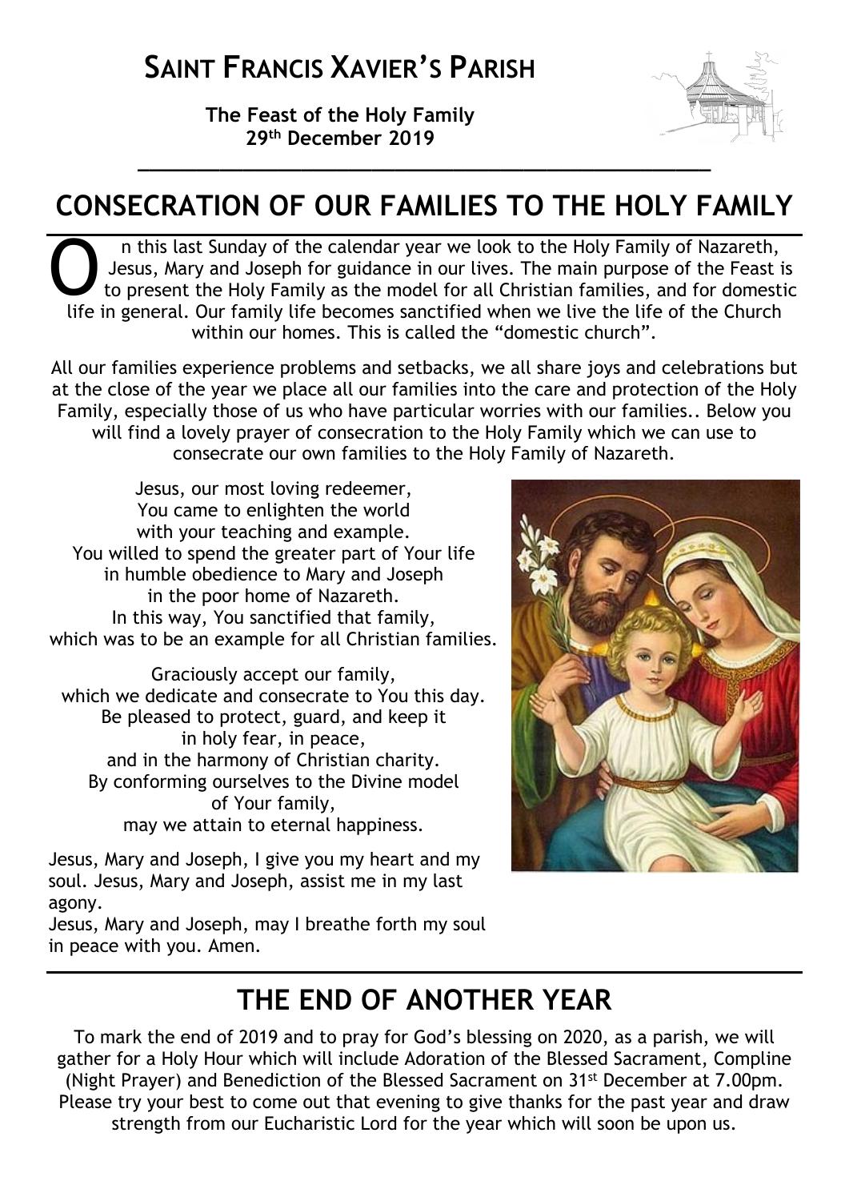# SAINT FRANCIS XAVIER'S PARISH

**The Feast of the Holy Family**
**29th December 2019**

## CONSECRATION OF OUR FAMILIES TO THE HOLY FAMILY

On this last Sunday of the calendar year we look to the Holy Family of Nazareth, Jesus, Mary and Joseph for guidance in our lives. The main purpose of the Feast is to present the Holy Family as the model for all Christian families, and for domestic life in general. Our family life becomes sanctified when we live the life of the Church within our homes. This is called the "domestic church".

All our families experience problems and setbacks, we all share joys and celebrations but at the close of the year we place all our families into the care and protection of the Holy Family, especially those of us who have particular worries with our families.. Below you will find a lovely prayer of consecration to the Holy Family which we can use to consecrate our own families to the Holy Family of Nazareth.

Jesus, our most loving redeemer,
You came to enlighten the world
with your teaching and example.
You willed to spend the greater part of Your life
in humble obedience to Mary and Joseph
in the poor home of Nazareth.
In this way, You sanctified that family,
which was to be an example for all Christian families.

Graciously accept our family,
which we dedicate and consecrate to You this day.
Be pleased to protect, guard, and keep it
in holy fear, in peace,
and in the harmony of Christian charity.
By conforming ourselves to the Divine model
of Your family,
may we attain to eternal happiness.

Jesus, Mary and Joseph, I give you my heart and my soul. Jesus, Mary and Joseph, assist me in my last agony.
Jesus, Mary and Joseph, may I breathe forth my soul in peace with you. Amen.

## THE END OF ANOTHER YEAR

To mark the end of 2019 and to pray for God's blessing on 2020, as a parish, we will gather for a Holy Hour which will include Adoration of the Blessed Sacrament, Compline (Night Prayer) and Benediction of the Blessed Sacrament on 31st December at 7.00pm. Please try your best to come out that evening to give thanks for the past year and draw strength from our Eucharistic Lord for the year which will soon be upon us.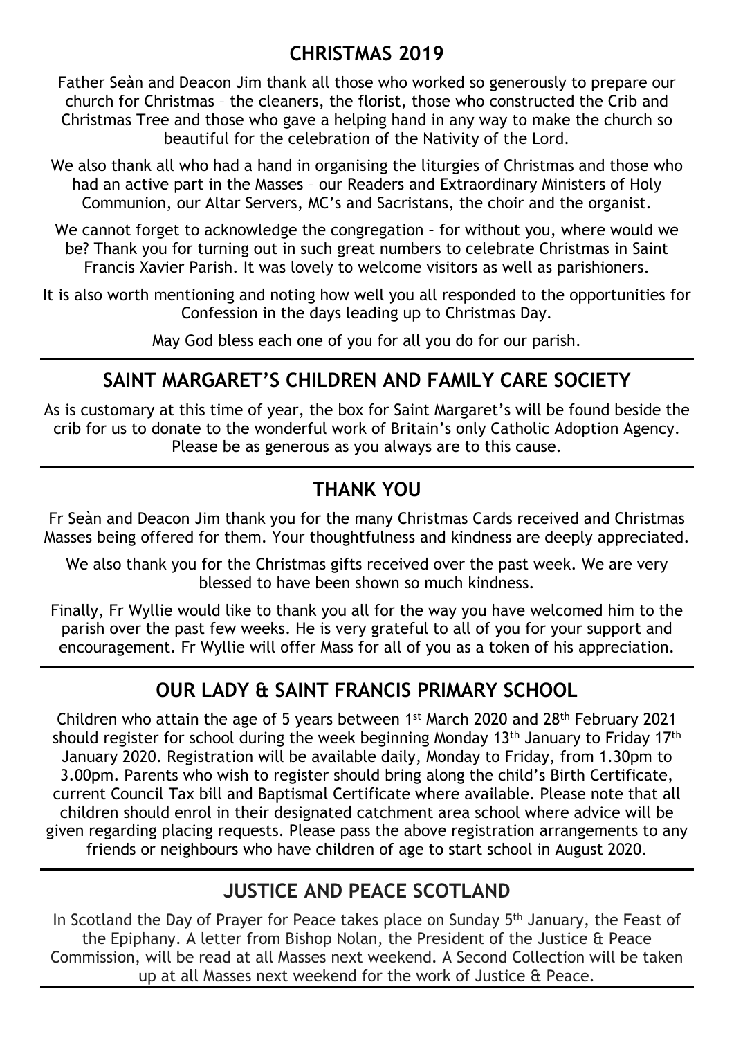## CHRISTMAS 2019

Father Seàn and Deacon Jim thank all those who worked so generously to prepare our church for Christmas – the cleaners, the florist, those who constructed the Crib and Christmas Tree and those who gave a helping hand in any way to make the church so beautiful for the celebration of the Nativity of the Lord.

We also thank all who had a hand in organising the liturgies of Christmas and those who had an active part in the Masses – our Readers and Extraordinary Ministers of Holy Communion, our Altar Servers, MC's and Sacristans, the choir and the organist.

We cannot forget to acknowledge the congregation – for without you, where would we be? Thank you for turning out in such great numbers to celebrate Christmas in Saint Francis Xavier Parish. It was lovely to welcome visitors as well as parishioners.

It is also worth mentioning and noting how well you all responded to the opportunities for Confession in the days leading up to Christmas Day.

May God bless each one of you for all you do for our parish.

---

## SAINT MARGARET'S CHILDREN AND FAMILY CARE SOCIETY

As is customary at this time of year, the box for Saint Margaret's will be found beside the crib for us to donate to the wonderful work of Britain's only Catholic Adoption Agency. Please be as generous as you always are to this cause.

---

## THANK YOU

Fr Seàn and Deacon Jim thank you for the many Christmas Cards received and Christmas Masses being offered for them. Your thoughtfulness and kindness are deeply appreciated.

We also thank you for the Christmas gifts received over the past week. We are very blessed to have been shown so much kindness.

Finally, Fr Wyllie would like to thank you all for the way you have welcomed him to the parish over the past few weeks. He is very grateful to all of you for your support and encouragement. Fr Wyllie will offer Mass for all of you as a token of his appreciation.

---

## OUR LADY & SAINT FRANCIS PRIMARY SCHOOL

Children who attain the age of 5 years between 1st March 2020 and 28th February 2021 should register for school during the week beginning Monday 13th January to Friday 17th January 2020. Registration will be available daily, Monday to Friday, from 1.30pm to 3.00pm. Parents who wish to register should bring along the child's Birth Certificate, current Council Tax bill and Baptismal Certificate where available. Please note that all children should enrol in their designated catchment area school where advice will be given regarding placing requests. Please pass the above registration arrangements to any friends or neighbours who have children of age to start school in August 2020.

---

## JUSTICE AND PEACE SCOTLAND

In Scotland the Day of Prayer for Peace takes place on Sunday 5th January, the Feast of the Epiphany. A letter from Bishop Nolan, the President of the Justice & Peace Commission, will be read at all Masses next weekend. A Second Collection will be taken up at all Masses next weekend for the work of Justice & Peace.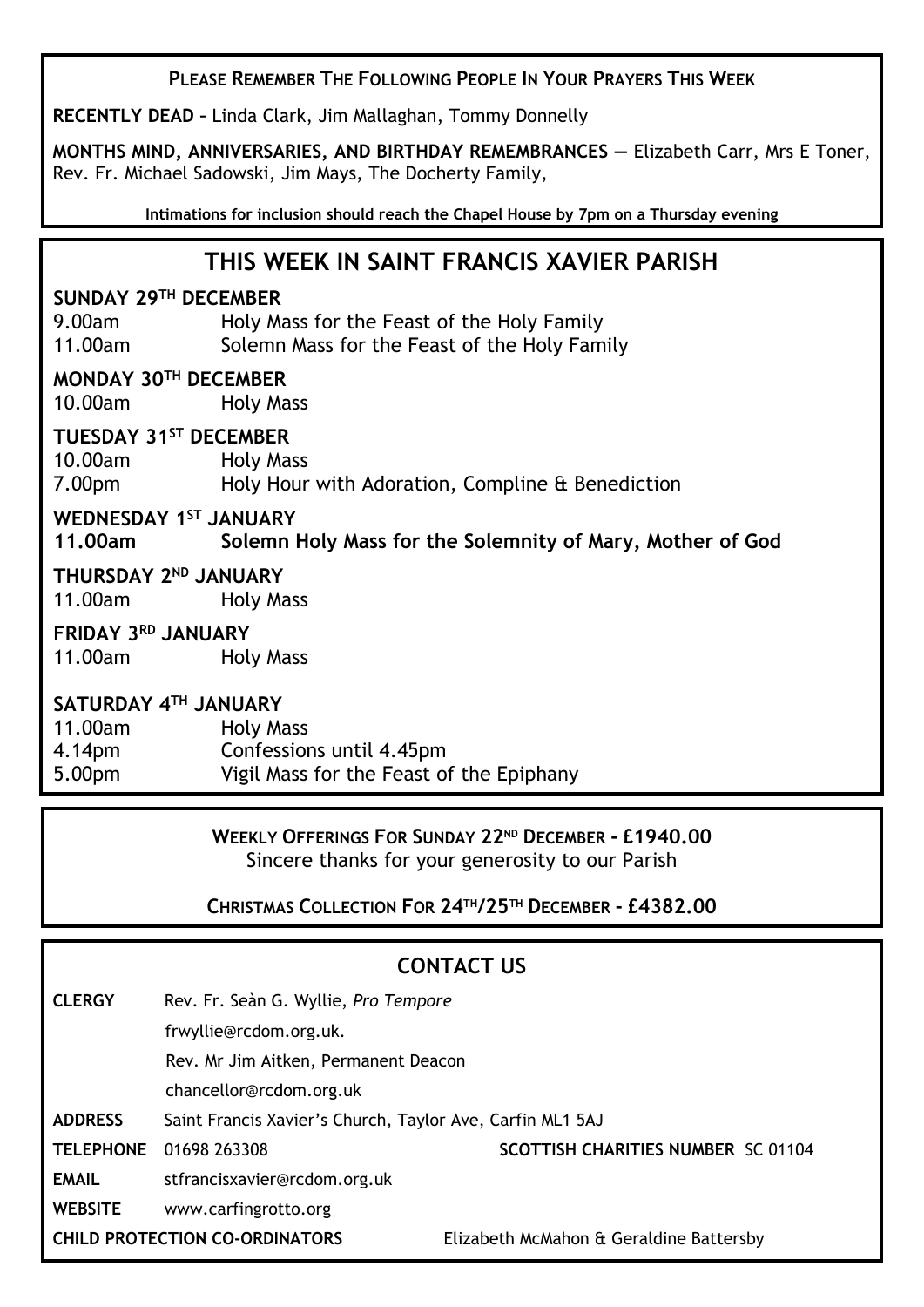**PLEASE REMEMBER THE FOLLOWING PEOPLE IN YOUR PRAYERS THIS WEEK**

**RECENTLY DEAD** – Linda Clark, Jim Mallaghan, Tommy Donnelly

**MONTHS MIND, ANNIVERSARIES, AND BIRTHDAY REMEMBRANCES —** Elizabeth Carr, Mrs E Toner, Rev. Fr. Michael Sadowski, Jim Mays, The Docherty Family,

**Intimations for inclusion should reach the Chapel House by 7pm on a Thursday evening**

## THIS WEEK IN SAINT FRANCIS XAVIER PARISH

**SUNDAY 29TH DECEMBER**
9.00am Holy Mass for the Feast of the Holy Family
11.00am Solemn Mass for the Feast of the Holy Family

**MONDAY 30TH DECEMBER**
10.00am Holy Mass

**TUESDAY 31ST DECEMBER**
10.00am Holy Mass
7.00pm Holy Hour with Adoration, Compline & Benediction

**WEDNESDAY 1ST JANUARY**
**11.00am Solemn Holy Mass for the Solemnity of Mary, Mother of God**

**THURSDAY 2ND JANUARY**
11.00am Holy Mass

**FRIDAY 3RD JANUARY**
11.00am Holy Mass

**SATURDAY 4TH JANUARY**
11.00am Holy Mass
4.14pm Confessions until 4.45pm
5.00pm Vigil Mass for the Feast of the Epiphany

**WEEKLY OFFERINGS FOR SUNDAY 22ND DECEMBER - £1940.00**
Sincere thanks for your generosity to our Parish

**CHRISTMAS COLLECTION FOR 24TH/25TH DECEMBER - £4382.00**

## CONTACT US

**CLERGY** Rev. Fr. Seàn G. Wyllie, *Pro Tempore*
frwyllie@rcdom.org.uk.
Rev. Mr Jim Aitken, Permanent Deacon
chancellor@rcdom.org.uk

**ADDRESS** Saint Francis Xavier's Church, Taylor Ave, Carfin ML1 5AJ

**TELEPHONE** 01698 263308 **SCOTTISH CHARITIES NUMBER** SC 01104

**EMAIL** stfrancisxavier@rcdom.org.uk

**WEBSITE** www.carfingrotto.org

**CHILD PROTECTION CO-ORDINATORS** Elizabeth McMahon & Geraldine Battersby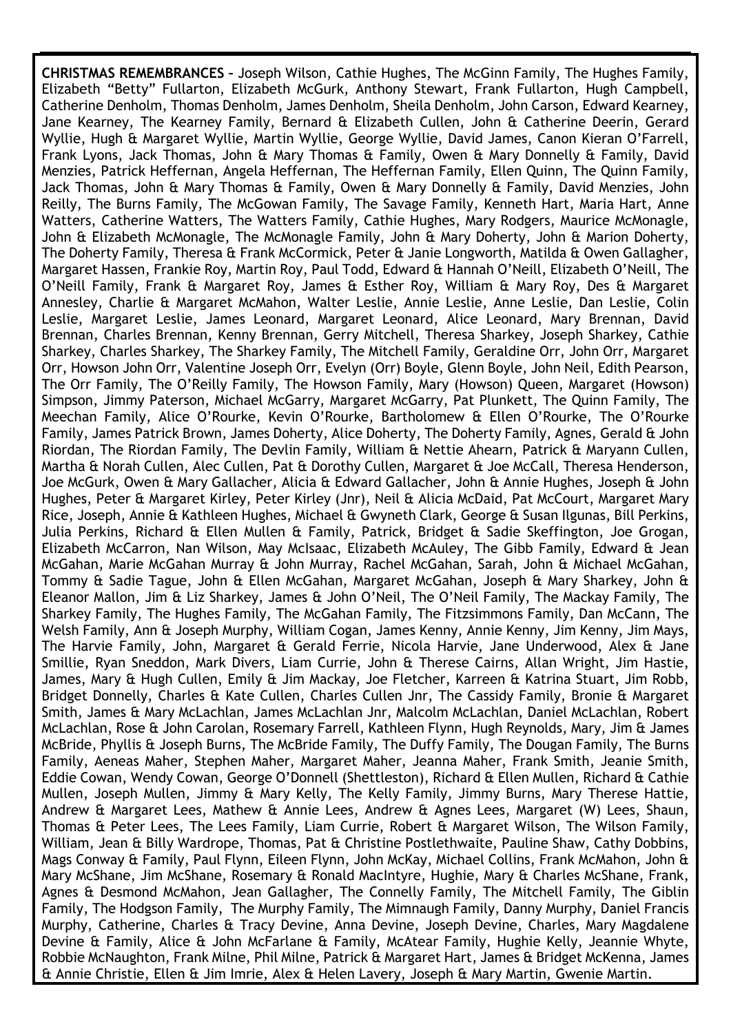**CHRISTMAS REMEMBRANCES** – Joseph Wilson, Cathie Hughes, The McGinn Family, The Hughes Family, Elizabeth "Betty" Fullarton, Elizabeth McGurk, Anthony Stewart, Frank Fullarton, Hugh Campbell, Catherine Denholm, Thomas Denholm, James Denholm, Sheila Denholm, John Carson, Edward Kearney, Jane Kearney, The Kearney Family, Bernard & Elizabeth Cullen, John & Catherine Deerin, Gerard Wyllie, Hugh & Margaret Wyllie, Martin Wyllie, George Wyllie, David James, Canon Kieran O'Farrell, Frank Lyons, Jack Thomas, John & Mary Thomas & Family, Owen & Mary Donnelly & Family, David Menzies, Patrick Heffernan, Angela Heffernan, The Heffernan Family, Ellen Quinn, The Quinn Family, Jack Thomas, John & Mary Thomas & Family, Owen & Mary Donnelly & Family, David Menzies, John Reilly, The Burns Family, The McGowan Family, The Savage Family, Kenneth Hart, Maria Hart, Anne Watters, Catherine Watters, The Watters Family, Cathie Hughes, Mary Rodgers, Maurice McMonagle, John & Elizabeth McMonagle, The McMonagle Family, John & Mary Doherty, John & Marion Doherty, The Doherty Family, Theresa & Frank McCormick, Peter & Janie Longworth, Matilda & Owen Gallagher, Margaret Hassen, Frankie Roy, Martin Roy, Paul Todd, Edward & Hannah O'Neill, Elizabeth O'Neill, The O'Neill Family, Frank & Margaret Roy, James & Esther Roy, William & Mary Roy, Des & Margaret Annesley, Charlie & Margaret McMahon, Walter Leslie, Annie Leslie, Anne Leslie, Dan Leslie, Colin Leslie, Margaret Leslie, James Leonard, Margaret Leonard, Alice Leonard, Mary Brennan, David Brennan, Charles Brennan, Kenny Brennan, Gerry Mitchell, Theresa Sharkey, Joseph Sharkey, Cathie Sharkey, Charles Sharkey, The Sharkey Family, The Mitchell Family, Geraldine Orr, John Orr, Margaret Orr, Howson John Orr, Valentine Joseph Orr, Evelyn (Orr) Boyle, Glenn Boyle, John Neil, Edith Pearson, The Orr Family, The O'Reilly Family, The Howson Family, Mary (Howson) Queen, Margaret (Howson) Simpson, Jimmy Paterson, Michael McGarry, Margaret McGarry, Pat Plunkett, The Quinn Family, The Meechan Family, Alice O'Rourke, Kevin O'Rourke, Bartholomew & Ellen O'Rourke, The O'Rourke Family, James Patrick Brown, James Doherty, Alice Doherty, The Doherty Family, Agnes, Gerald & John Riordan, The Riordan Family, The Devlin Family, William & Nettie Ahearn, Patrick & Maryann Cullen, Martha & Norah Cullen, Alec Cullen, Pat & Dorothy Cullen, Margaret & Joe McCall, Theresa Henderson, Joe McGurk, Owen & Mary Gallacher, Alicia & Edward Gallacher, John & Annie Hughes, Joseph & John Hughes, Peter & Margaret Kirley, Peter Kirley (Jnr), Neil & Alicia McDaid, Pat McCourt, Margaret Mary Rice, Joseph, Annie & Kathleen Hughes, Michael & Gwyneth Clark, George & Susan Ilgunas, Bill Perkins, Julia Perkins, Richard & Ellen Mullen & Family, Patrick, Bridget & Sadie Skeffington, Joe Grogan, Elizabeth McCarron, Nan Wilson, May McIsaac, Elizabeth McAuley, The Gibb Family, Edward & Jean McGahan, Marie McGahan Murray & John Murray, Rachel McGahan, Sarah, John & Michael McGahan, Tommy & Sadie Tague, John & Ellen McGahan, Margaret McGahan, Joseph & Mary Sharkey, John & Eleanor Mallon, Jim & Liz Sharkey, James & John O'Neil, The O'Neil Family, The Mackay Family, The Sharkey Family, The Hughes Family, The McGahan Family, The Fitzsimmons Family, Dan McCann, The Welsh Family, Ann & Joseph Murphy, William Cogan, James Kenny, Annie Kenny, Jim Kenny, Jim Mays, The Harvie Family, John, Margaret & Gerald Ferrie, Nicola Harvie, Jane Underwood, Alex & Jane Smillie, Ryan Sneddon, Mark Divers, Liam Currie, John & Therese Cairns, Allan Wright, Jim Hastie, James, Mary & Hugh Cullen, Emily & Jim Mackay, Joe Fletcher, Karreen & Katrina Stuart, Jim Robb, Bridget Donnelly, Charles & Kate Cullen, Charles Cullen Jnr, The Cassidy Family, Bronie & Margaret Smith, James & Mary McLachlan, James McLachlan Jnr, Malcolm McLachlan, Daniel McLachlan, Robert McLachlan, Rose & John Carolan, Rosemary Farrell, Kathleen Flynn, Hugh Reynolds, Mary, Jim & James McBride, Phyllis & Joseph Burns, The McBride Family, The Duffy Family, The Dougan Family, The Burns Family, Aeneas Maher, Stephen Maher, Margaret Maher, Jeanna Maher, Frank Smith, Jeanie Smith, Eddie Cowan, Wendy Cowan, George O'Donnell (Shettleston), Richard & Ellen Mullen, Richard & Cathie Mullen, Joseph Mullen, Jimmy & Mary Kelly, The Kelly Family, Jimmy Burns, Mary Therese Hattie, Andrew & Margaret Lees, Mathew & Annie Lees, Andrew & Agnes Lees, Margaret (W) Lees, Shaun, Thomas & Peter Lees, The Lees Family, Liam Currie, Robert & Margaret Wilson, The Wilson Family, William, Jean & Billy Wardrope, Thomas, Pat & Christine Postlethwaite, Pauline Shaw, Cathy Dobbins, Mags Conway & Family, Paul Flynn, Eileen Flynn, John McKay, Michael Collins, Frank McMahon, John & Mary McShane, Jim McShane, Rosemary & Ronald MacIntyre, Hughie, Mary & Charles McShane, Frank, Agnes & Desmond McMahon, Jean Gallagher, The Connelly Family, The Mitchell Family, The Giblin Family, The Hodgson Family, The Murphy Family, The Mimnaugh Family, Danny Murphy, Daniel Francis Murphy, Catherine, Charles & Tracy Devine, Anna Devine, Joseph Devine, Charles, Mary Magdalene Devine & Family, Alice & John McFarlane & Family, McAtear Family, Hughie Kelly, Jeannie Whyte, Robbie McNaughton, Frank Milne, Phil Milne, Patrick & Margaret Hart, James & Bridget McKenna, James & Annie Christie, Ellen & Jim Imrie, Alex & Helen Lavery, Joseph & Mary Martin, Gwenie Martin.